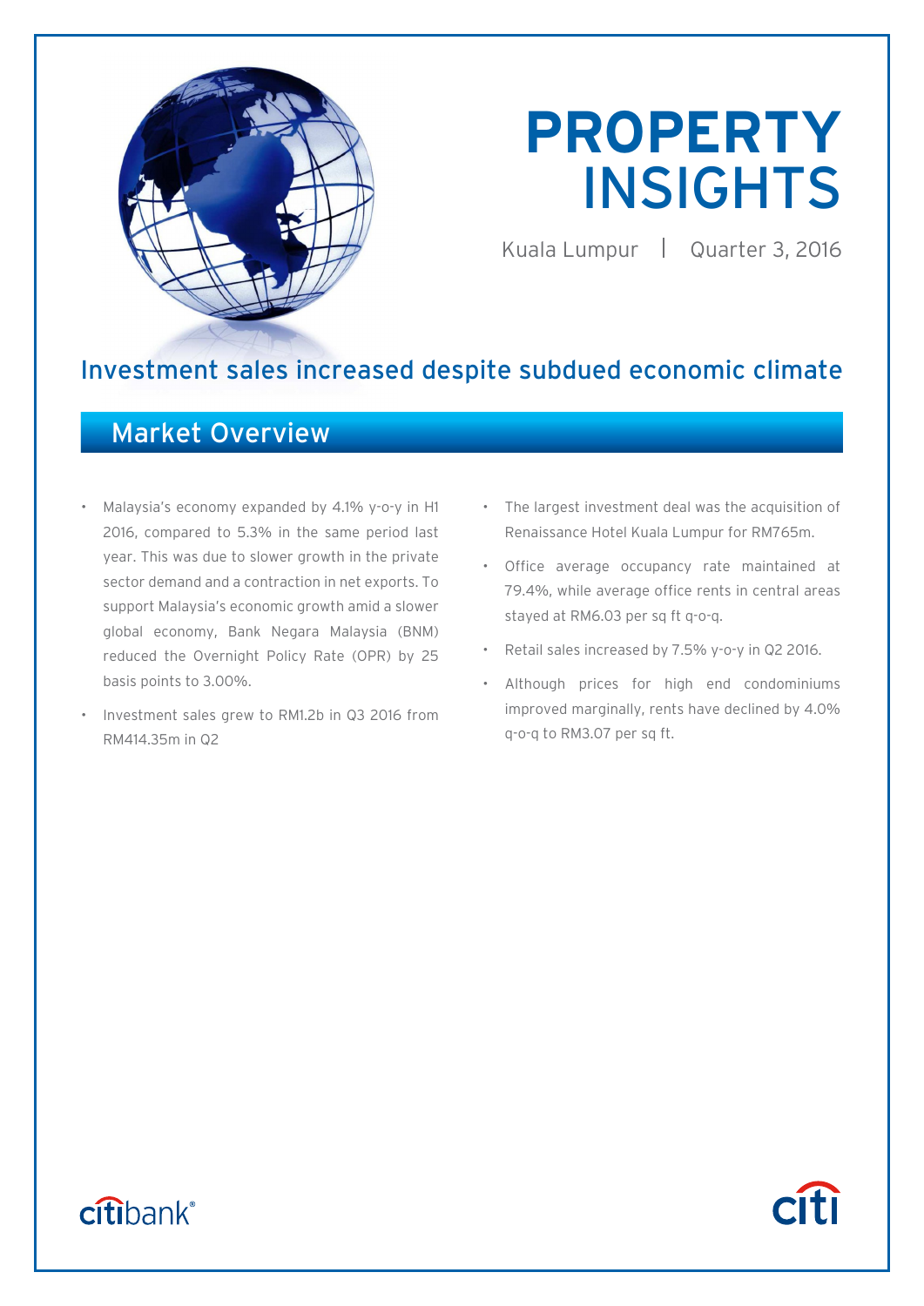# PROPERTY INSIGHTS

Kuala Lumpur | Quarter 3, 2016

## Investment sales increased despite subdued economic climate

## Market Overview

- Malaysia's economy expanded by 4.1% y-o-y in H1 2016, compared to 5.3% in the same period last year. This was due to slower growth in the private sector demand and a contraction in net exports. To support Malaysia's economic growth amid a slower global economy, Bank Negara Malaysia (BNM) reduced the Overnight Policy Rate (OPR) by 25 basis points to 3.00%.
- Investment sales grew to RM1.2b in Q3 2016 from RM414.35m in Q2
- The largest investment deal was the acquisition of Renaissance Hotel Kuala Lumpur for RM765m.
- Office average occupancy rate maintained at 79.4%, while average office rents in central areas stayed at RM6.03 per sq ft q-o-q.
- Retail sales increased by 7.5% y-o-y in Q2 2016.
- Although prices for high end condominiums improved marginally, rents have declined by 4.0% q-o-q to RM3.07 per sq ft.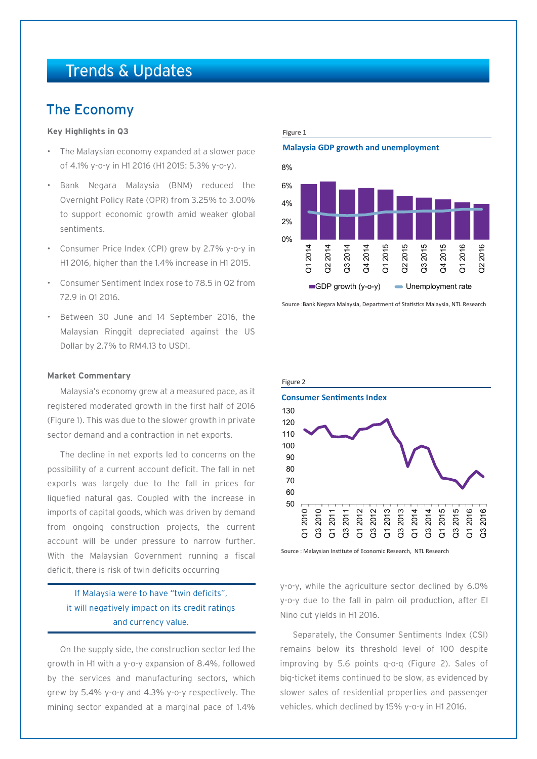# Trends & Updates

## The Economy

**Key Highlights in Q3**

- The Malaysian economy expanded at a slower pace of 4.1% y-o-y in H1 2016 (H1 2015: 5.3% y-o-y).
- Bank Negara Malaysia (BNM) reduced the Overnight Policy Rate (OPR) from 3.25% to 3.00% to support economic growth amid weaker global sentiments.
- Consumer Price Index (CPI) grew by 2.7% y-o-y in H1 2016, higher than the 1.4% increase in H1 2015.
- Consumer Sentiment Index rose to 78.5 in Q2 from 72.9 in Q1 2016.
- Between 30 June and 14 September 2016, the Malaysian Ringgit depreciated against the US Dollar by 2.7% to RM4.13 to USD1.

**Market Commentary**

Malaysia's economy grew at a measured pace, as it registered moderated growth in the first half of 2016 (Figure 1). This was due to the slower growth in private sector demand and a contraction in net exports.

The decline in net exports led to concerns on the possibility of a current account deficit. The fall in net exports was largely due to the fall in prices for liquefied natural gas. Coupled with the increase in imports of capital goods, which was driven by demand from ongoing construction projects, the current account will be under pressure to narrow further. With the Malaysian Government running a fiscal deficit, there is risk of twin deficits occurring

> If Malaysia were to have "twin deficits", it will negatively impact on its credit ratings and currency value.

On the supply side, the construction sector led the growth in H1 with a y-o-y expansion of 8.4%, followed by the services and manufacturing sectors, which grew by 5.4% y-o-y and 4.3% y-o-y respectively. The mining sector expanded at a marginal pace of 1.4% y-o-y, while the agriculture sector declined by 6.0% y-o-y due to the fall in palm oil production, after El Nino cut yields in H1 2016.

Separately, the Consumer Sentiments Index (CSI) remains below its threshold level of 100 despite improving by 5.6 points q-o-q (Figure 2). Sales of big-ticket items continued to be slow, as evidenced by slower sales of residential properties and passenger vehicles, which declined by 15% y-o-y in H1 2016.

Figure 1

**Malaysia GDP growth and unemployment**

Source :Bank Negara Malaysia, Department of Statistics Malaysia, NTL Research

Figure 2

**Consumer Sentiments Index**

Source : Malaysian Institute of Economic Research, NTL Research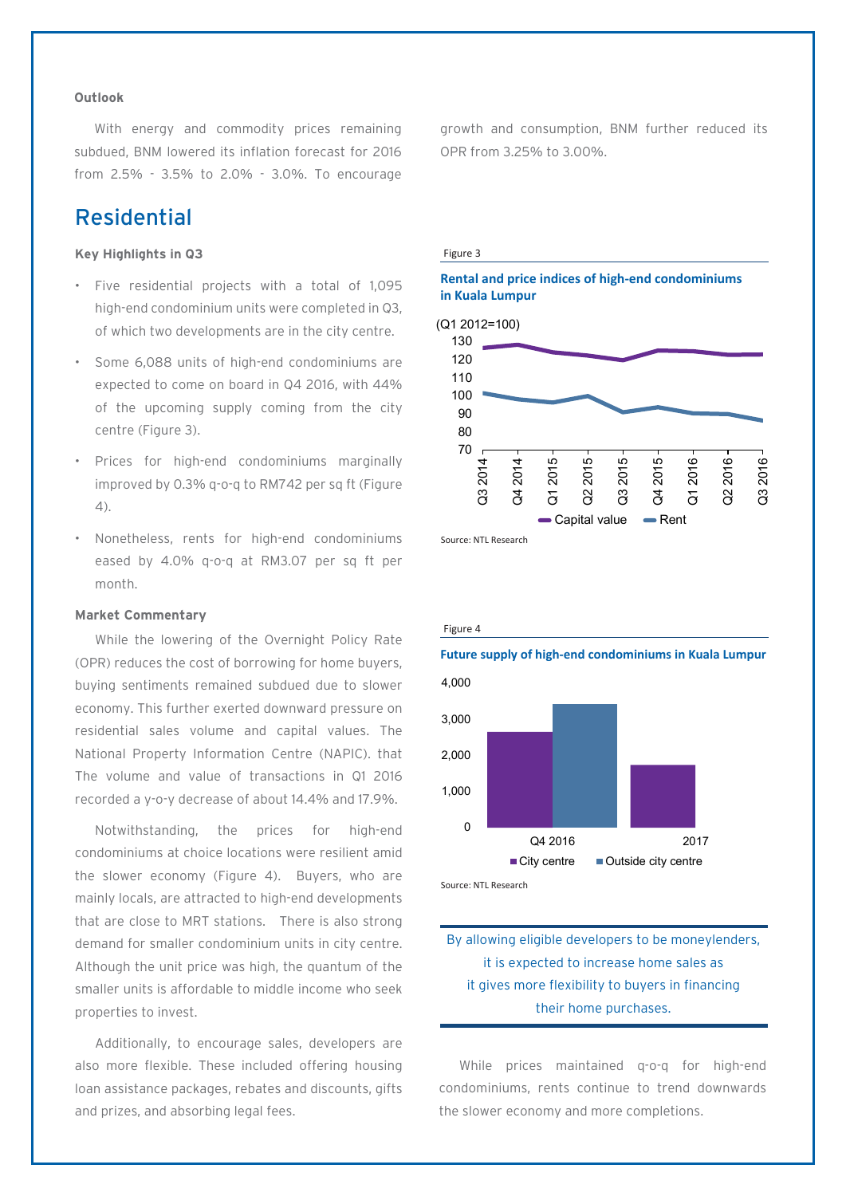**Outlook**

With energy and commodity prices remaining subdued, BNM lowered its inflation forecast for 2016 from 2.5% - 3.5% to 2.0% - 3.0%. To encourage growth and consumption, BNM further reduced its OPR from 3.25% to 3.00%.

## Residential

**Key Highlights in Q3**

- Five residential projects with a total of 1,095 high-end condominium units were completed in Q3, of which two developments are in the city centre.
- Some 6,088 units of high-end condominiums are expected to come on board in Q4 2016, with 44% of the upcoming supply coming from the city centre (Figure 3).
- Prices for high-end condominiums marginally improved by 0.3% q-o-q to RM742 per sq ft (Figure 4).
- Nonetheless, rents for high-end condominiums eased by 4.0% q-o-q at RM3.07 per sq ft per month.

**Market Commentary**

While the lowering of the Overnight Policy Rate (OPR) reduces the cost of borrowing for home buyers, buying sentiments remained subdued due to slower economy. This further exerted downward pressure on residential sales volume and capital values. The National Property Information Centre (NAPIC). that The volume and value of transactions in Q1 2016 recorded a y-o-y decrease of about 14.4% and 17.9%.

Notwithstanding, the prices for high-end condominiums at choice locations were resilient amid the slower economy (Figure 4). Buyers, who are mainly locals, are attracted to high-end developments that are close to MRT stations. There is also strong demand for smaller condominium units in city centre. Although the unit price was high, the quantum of the smaller units is affordable to middle income who seek properties to invest.

Additionally, to encourage sales, developers are also more flexible. These included offering housing loan assistance packages, rebates and discounts, gifts and prizes, and absorbing legal fees.

Figure 3

**Rental and price indices of high-end condominiums in Kuala Lumpur**

(Q1 2012=100)

Capital value, Rent (Q3 2014 – Q3 2016)

Source: NTL Research

Figure 4

**Future supply of high-end condominiums in Kuala Lumpur**

City centre, Outside city centre (Q4 2016, 2017)

Source: NTL Research

By allowing eligible developers to be moneylenders, it is expected to increase home sales as it gives more flexibility to buyers in financing their home purchases.

While prices maintained q-o-q for high-end condominiums, rents continue to trend downwards the slower economy and more completions.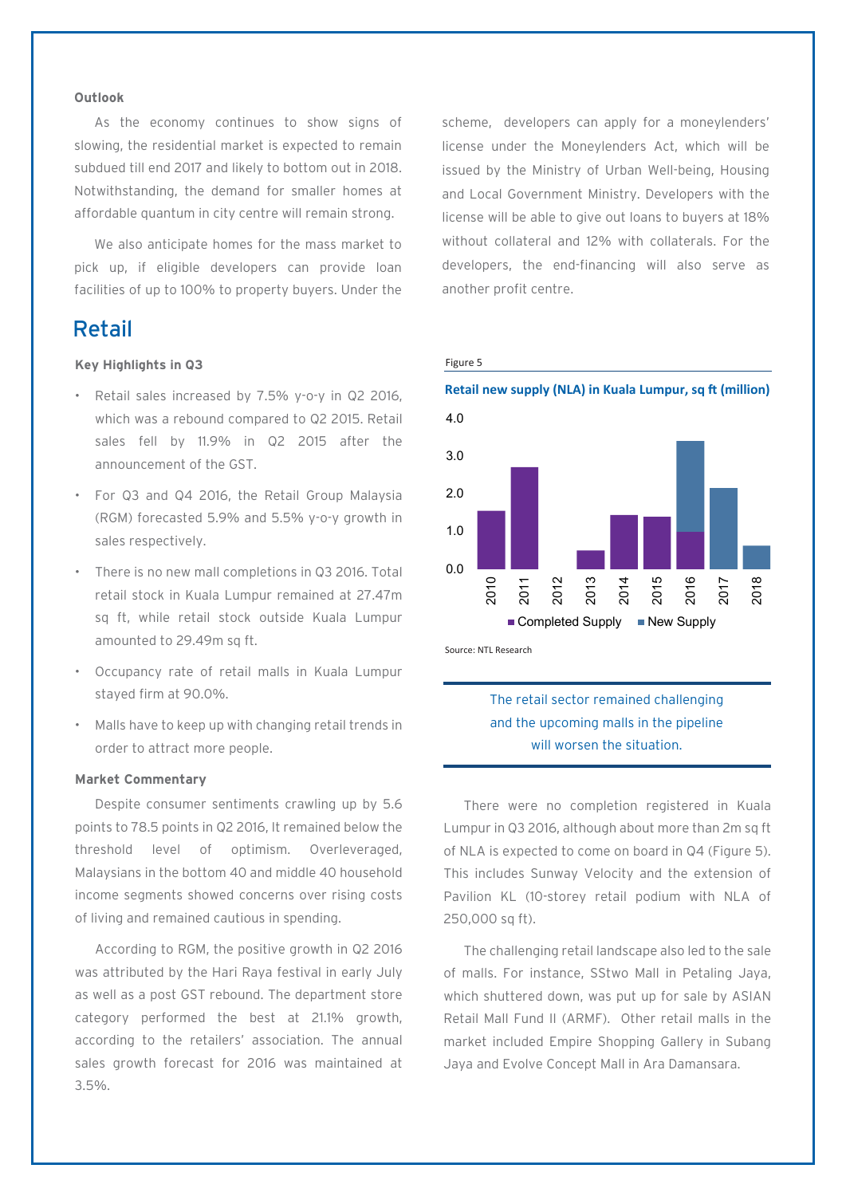**Outlook**

As the economy continues to show signs of slowing, the residential market is expected to remain subdued till end 2017 and likely to bottom out in 2018. Notwithstanding, the demand for smaller homes at affordable quantum in city centre will remain strong.

We also anticipate homes for the mass market to pick up, if eligible developers can provide loan facilities of up to 100% to property buyers. Under the scheme, developers can apply for a moneylenders' license under the Moneylenders Act, which will be issued by the Ministry of Urban Well-being, Housing and Local Government Ministry. Developers with the license will be able to give out loans to buyers at 18% without collateral and 12% with collaterals. For the developers, the end-financing will also serve as another profit centre.

# Retail

**Key Highlights in Q3**

- Retail sales increased by 7.5% y-o-y in Q2 2016, which was a rebound compared to Q2 2015. Retail sales fell by 11.9% in Q2 2015 after the announcement of the GST.
- For Q3 and Q4 2016, the Retail Group Malaysia (RGM) forecasted 5.9% and 5.5% y-o-y growth in sales respectively.
- There is no new mall completions in Q3 2016. Total retail stock in Kuala Lumpur remained at 27.47m sq ft, while retail stock outside Kuala Lumpur amounted to 29.49m sq ft.
- Occupancy rate of retail malls in Kuala Lumpur stayed firm at 90.0%.
- Malls have to keep up with changing retail trends in order to attract more people.

**Market Commentary**

Despite consumer sentiments crawling up by 5.6 points to 78.5 points in Q2 2016, It remained below the threshold level of optimism. Overleveraged, Malaysians in the bottom 40 and middle 40 household income segments showed concerns over rising costs of living and remained cautious in spending.

According to RGM, the positive growth in Q2 2016 was attributed by the Hari Raya festival in early July as well as a post GST rebound. The department store category performed the best at 21.1% growth, according to the retailers' association. The annual sales growth forecast for 2016 was maintained at 3.5%.

Figure 5

**Retail new supply (NLA) in Kuala Lumpur, sq ft (million)**

| Year | Completed Supply | New Supply |
|---|---|---|
| 2010 | 1.55 | |
| 2011 | 2.7 | |
| 2012 | | |
| 2013 | 0.5 | |
| 2014 | 1.45 | |
| 2015 | 1.4 | |
| 2016 | 1.0 | 2.4 |
| 2017 | | 2.15 |
| 2018 | | 0.6 |

Source: NTL Research

The retail sector remained challenging and the upcoming malls in the pipeline will worsen the situation.

There were no completion registered in Kuala Lumpur in Q3 2016, although about more than 2m sq ft of NLA is expected to come on board in Q4 (Figure 5). This includes Sunway Velocity and the extension of Pavilion KL (10-storey retail podium with NLA of 250,000 sq ft).

The challenging retail landscape also led to the sale of malls. For instance, SStwo Mall in Petaling Jaya, which shuttered down, was put up for sale by ASIAN Retail Mall Fund II (ARMF). Other retail malls in the market included Empire Shopping Gallery in Subang Jaya and Evolve Concept Mall in Ara Damansara.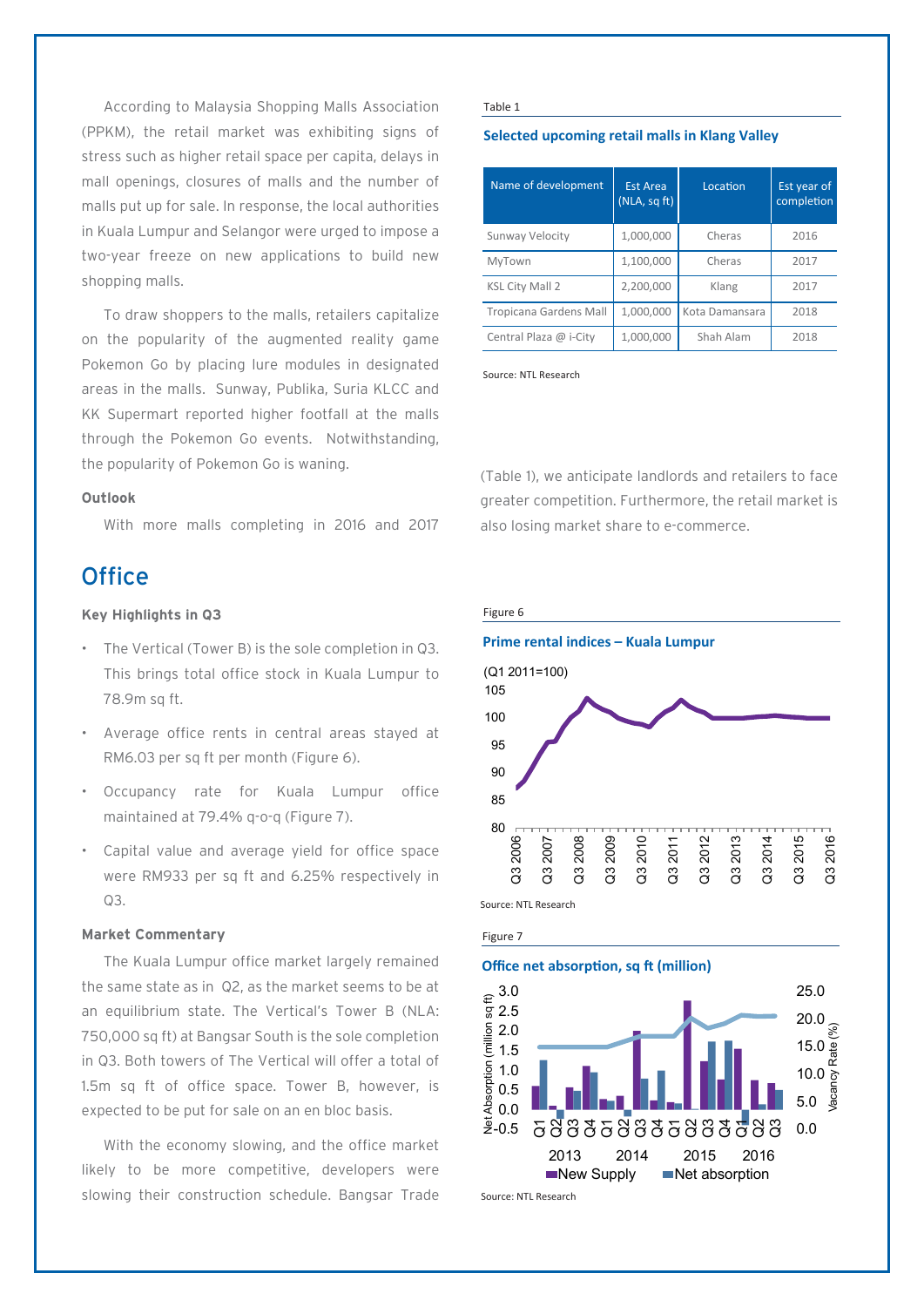According to Malaysia Shopping Malls Association (PPKM), the retail market was exhibiting signs of stress such as higher retail space per capita, delays in mall openings, closures of malls and the number of malls put up for sale. In response, the local authorities in Kuala Lumpur and Selangor were urged to impose a two-year freeze on new applications to build new shopping malls.

To draw shoppers to the malls, retailers capitalize on the popularity of the augmented reality game Pokemon Go by placing lure modules in designated areas in the malls. Sunway, Publika, Suria KLCC and KK Supermart reported higher footfall at the malls through the Pokemon Go events. Notwithstanding, the popularity of Pokemon Go is waning.

**Outlook**

With more malls completing in 2016 and 2017 (Table 1), we anticipate landlords and retailers to face greater competition. Furthermore, the retail market is also losing market share to e-commerce.

Table 1

**Selected upcoming retail malls in Klang Valley**

| Name of development | Est Area (NLA, sq ft) | Location | Est year of completion |
|---|---|---|---|
| Sunway Velocity | 1,000,000 | Cheras | 2016 |
| MyTown | 1,100,000 | Cheras | 2017 |
| KSL City Mall 2 | 2,200,000 | Klang | 2017 |
| Tropicana Gardens Mall | 1,000,000 | Kota Damansara | 2018 |
| Central Plaza @ i-City | 1,000,000 | Shah Alam | 2018 |

Source: NTL Research

## Office

**Key Highlights in Q3**

- The Vertical (Tower B) is the sole completion in Q3. This brings total office stock in Kuala Lumpur to 78.9m sq ft.
- Average office rents in central areas stayed at RM6.03 per sq ft per month (Figure 6).
- Occupancy rate for Kuala Lumpur office maintained at 79.4% q-o-q (Figure 7).
- Capital value and average yield for office space were RM933 per sq ft and 6.25% respectively in Q3.

**Market Commentary**

The Kuala Lumpur office market largely remained the same state as in Q2, as the market seems to be at an equilibrium state. The Vertical's Tower B (NLA: 750,000 sq ft) at Bangsar South is the sole completion in Q3. Both towers of The Vertical will offer a total of 1.5m sq ft of office space. Tower B, however, is expected to be put for sale on an en bloc basis.

With the economy slowing, and the office market likely to be more competitive, developers were slowing their construction schedule. Bangsar Trade

Figure 6

**Prime rental indices – Kuala Lumpur**

Source: NTL Research

Figure 7

**Office net absorption, sq ft (million)**

Source: NTL Research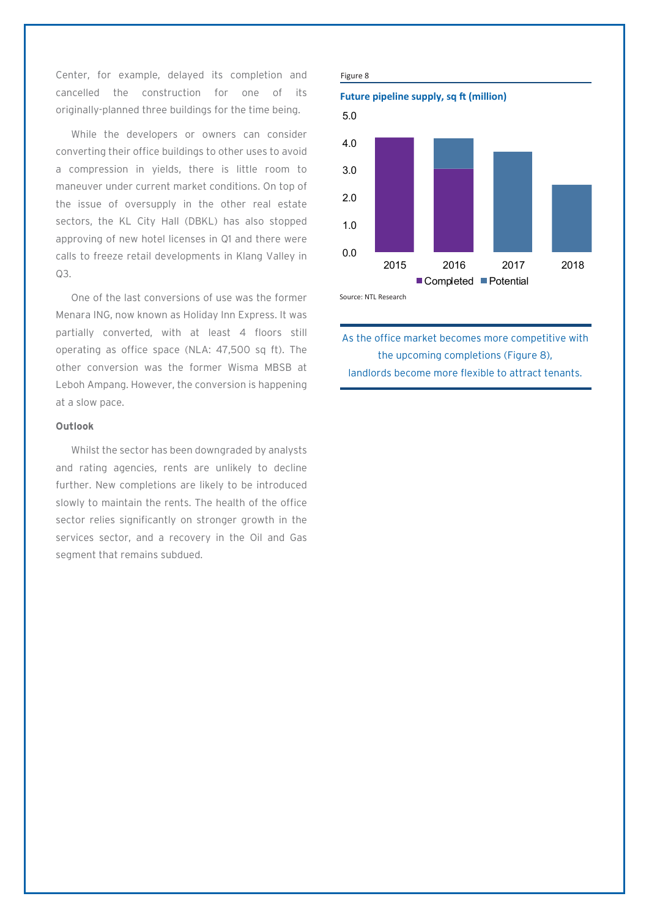Center, for example, delayed its completion and cancelled the construction for one of its originally-planned three buildings for the time being.

While the developers or owners can consider converting their office buildings to other uses to avoid a compression in yields, there is little room to maneuver under current market conditions. On top of the issue of oversupply in the other real estate sectors, the KL City Hall (DBKL) has also stopped approving of new hotel licenses in Q1 and there were calls to freeze retail developments in Klang Valley in Q3.

One of the last conversions of use was the former Menara ING, now known as Holiday Inn Express. It was partially converted, with at least 4 floors still operating as office space (NLA: 47,500 sq ft). The other conversion was the former Wisma MBSB at Leboh Ampang. However, the conversion is happening at a slow pace.

**Outlook**

Whilst the sector has been downgraded by analysts and rating agencies, rents are unlikely to decline further. New completions are likely to be introduced slowly to maintain the rents. The health of the office sector relies significantly on stronger growth in the services sector, and a recovery in the Oil and Gas segment that remains subdued.

Figure 8

**Future pipeline supply, sq ft (million)**

Source: NTL Research

As the office market becomes more competitive with the upcoming completions (Figure 8), landlords become more flexible to attract tenants.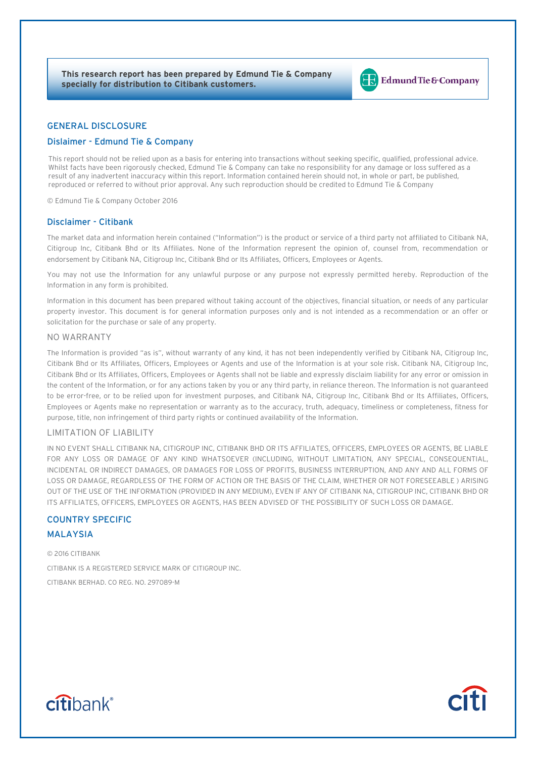**This research report has been prepared by Edmund Tie & Company specially for distribution to Citibank customers.**

Edmund Tie & Company

## GENERAL DISCLOSURE

### Dislaimer - Edmund Tie & Company

This report should not be relied upon as a basis for entering into transactions without seeking specific, qualified, professional advice. Whilst facts have been rigorously checked, Edmund Tie & Company can take no responsibility for any damage or loss suffered as a result of any inadvertent inaccuracy within this report. Information contained herein should not, in whole or part, be published, reproduced or referred to without prior approval. Any such reproduction should be credited to Edmund Tie & Company

© Edmund Tie & Company October 2016

### Disclaimer - Citibank

The market data and information herein contained ("Information") is the product or service of a third party not affiliated to Citibank NA, Citigroup Inc, Citibank Bhd or Its Affiliates. None of the Information represent the opinion of, counsel from, recommendation or endorsement by Citibank NA, Citigroup Inc, Citibank Bhd or Its Affiliates, Officers, Employees or Agents.

You may not use the Information for any unlawful purpose or any purpose not expressly permitted hereby. Reproduction of the Information in any form is prohibited.

Information in this document has been prepared without taking account of the objectives, financial situation, or needs of any particular property investor. This document is for general information purposes only and is not intended as a recommendation or an offer or solicitation for the purchase or sale of any property.

#### NO WARRANTY

The Information is provided "as is", without warranty of any kind, it has not been independently verified by Citibank NA, Citigroup Inc, Citibank Bhd or Its Affiliates, Officers, Employees or Agents and use of the Information is at your sole risk. Citibank NA, Citigroup Inc, Citibank Bhd or Its Affiliates, Officers, Employees or Agents shall not be liable and expressly disclaim liability for any error or omission in the content of the Information, or for any actions taken by you or any third party, in reliance thereon. The Information is not guaranteed to be error-free, or to be relied upon for investment purposes, and Citibank NA, Citigroup Inc, Citibank Bhd or Its Affiliates, Officers, Employees or Agents make no representation or warranty as to the accuracy, truth, adequacy, timeliness or completeness, fitness for purpose, title, non infringement of third party rights or continued availability of the Information.

#### LIMITATION OF LIABILITY

IN NO EVENT SHALL CITIBANK NA, CITIGROUP INC, CITIBANK BHD OR ITS AFFILIATES, OFFICERS, EMPLOYEES OR AGENTS, BE LIABLE FOR ANY LOSS OR DAMAGE OF ANY KIND WHATSOEVER (INCLUDING, WITHOUT LIMITATION, ANY SPECIAL, CONSEQUENTIAL, INCIDENTAL OR INDIRECT DAMAGES, OR DAMAGES FOR LOSS OF PROFITS, BUSINESS INTERRUPTION, AND ANY AND ALL FORMS OF LOSS OR DAMAGE, REGARDLESS OF THE FORM OF ACTION OR THE BASIS OF THE CLAIM, WHETHER OR NOT FORESEEABLE ) ARISING OUT OF THE USE OF THE INFORMATION (PROVIDED IN ANY MEDIUM), EVEN IF ANY OF CITIBANK NA, CITIGROUP INC, CITIBANK BHD OR ITS AFFILIATES, OFFICERS, EMPLOYEES OR AGENTS, HAS BEEN ADVISED OF THE POSSIBILITY OF SUCH LOSS OR DAMAGE.

## COUNTRY SPECIFIC

## MALAYSIA

© 2016 CITIBANK

CITIBANK IS A REGISTERED SERVICE MARK OF CITIGROUP INC.

CITIBANK BERHAD. CO REG. NO. 297089-M

citibank®

citi